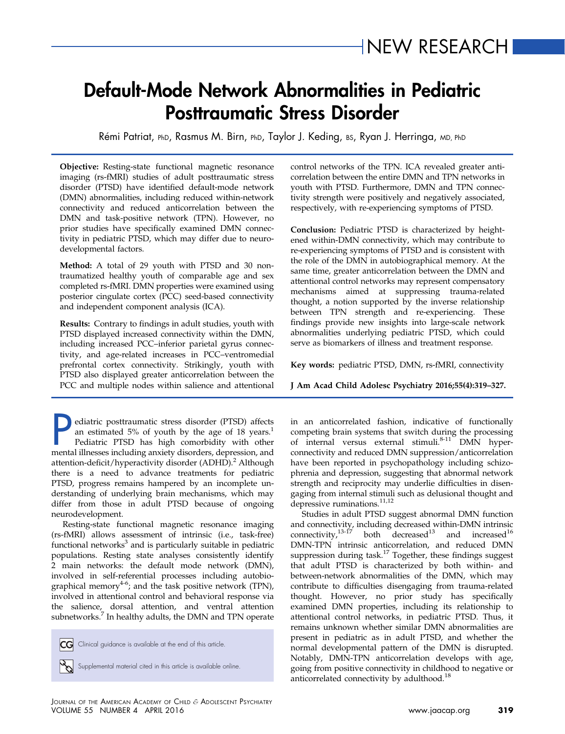NEW RESEARCH

# Default-Mode Network Abnormalities in Pediatric Posttraumatic Stress Disorder

Rémi Patriat, PhD, Rasmus M. Birn, PhD, Taylor J. Keding, BS, Ryan J. Herringa, MD, PhD

**Objective:** Resting-state functional magnetic resonance imaging (rs-fMRI) studies of adult posttraumatic stress disorder (PTSD) have identified default-mode network (DMN) abnormalities, including reduced within-network connectivity and reduced anticorrelation between the DMN and task-positive network (TPN). However, no prior studies have specifically examined DMN connectivity in pediatric PTSD, which may differ due to neurodevelopmental factors.

**Method:** A total of 29 youth with PTSD and 30 nontraumatized healthy youth of comparable age and sex completed rs-fMRI. DMN properties were examined using posterior cingulate cortex (PCC) seed-based connectivity and independent component analysis (ICA).

**Results:** Contrary to findings in adult studies, youth with PTSD displayed increased connectivity within the DMN, including increased PCC–inferior parietal gyrus connectivity, and age-related increases in PCC–ventromedial prefrontal cortex connectivity. Strikingly, youth with PTSD also displayed greater anticorrelation between the PCC and multiple nodes within salience and attentional control networks of the TPN. ICA revealed greater anticorrelation between the entire DMN and TPN networks in youth with PTSD. Furthermore, DMN and TPN connectivity strength were positively and negatively associated, respectively, with re-experiencing symptoms of PTSD.

**Conclusion:** Pediatric PTSD is characterized by heightened within-DMN connectivity, which may contribute to re-experiencing symptoms of PTSD and is consistent with the role of the DMN in autobiographical memory. At the same time, greater anticorrelation between the DMN and attentional control networks may represent compensatory mechanisms aimed at suppressing trauma-related thought, a notion supported by the inverse relationship between TPN strength and re-experiencing. These findings provide new insights into large-scale network abnormalities underlying pediatric PTSD, which could serve as biomarkers of illness and treatment response.

**Key words:** pediatric PTSD, DMN, rs-fMRI, connectivity

**J Am Acad Child Adolesc Psychiatry 2016;55(4):319–327.**

Pediatric posttraumatic stress disorder (PTSD) affects an estimated 5% of youth by the age of 18 years.[1] Pediatric PTSD has high comorbidity with other mental illnesses including anxiety disorders, depression, and attention-deficit/hyperactivity disorder (ADHD).[2] Although there is a need to advance treatments for pediatric PTSD, progress remains hampered by an incomplete understanding of underlying brain mechanisms, which may differ from those in adult PTSD because of ongoing neurodevelopment.

Resting-state functional magnetic resonance imaging (rs-fMRI) allows assessment of intrinsic (i.e., task-free) functional networks[3] and is particularly suitable in pediatric populations. Resting state analyses consistently identify 2 main networks: the default mode network (DMN), involved in self-referential processes including autobiographical memory[4-6]; and the task positive network (TPN), involved in attentional control and behavioral response via the salience, dorsal attention, and ventral attention subnetworks.[7] In healthy adults, the DMN and TPN operate in an anticorrelated fashion, indicative of functionally competing brain systems that switch during the processing of internal versus external stimuli.[8-11] DMN hyperconnectivity and reduced DMN suppression/anticorrelation have been reported in psychopathology including schizophrenia and depression, suggesting that abnormal network strength and reciprocity may underlie difficulties in disengaging from internal stimuli such as delusional thought and depressive ruminations.[11,12]

Studies in adult PTSD suggest abnormal DMN function and connectivity, including decreased within-DMN intrinsic connectivity,[13-17] both decreased[13] and increased[16] DMN-TPN intrinsic anticorrelation, and reduced DMN suppression during task.[17] Together, these findings suggest that adult PTSD is characterized by both within- and between-network abnormalities of the DMN, which may contribute to difficulties disengaging from trauma-related thought. However, no prior study has specifically examined DMN properties, including its relationship to attentional control networks, in pediatric PTSD. Thus, it remains unknown whether similar DMN abnormalities are present in pediatric as in adult PTSD, and whether the normal developmental pattern of the DMN is disrupted. Notably, DMN-TPN anticorrelation develops with age, going from positive connectivity in childhood to negative or anticorrelated connectivity by adulthood.[18]

Clinical guidance is available at the end of this article.

Supplemental material cited in this article is available online.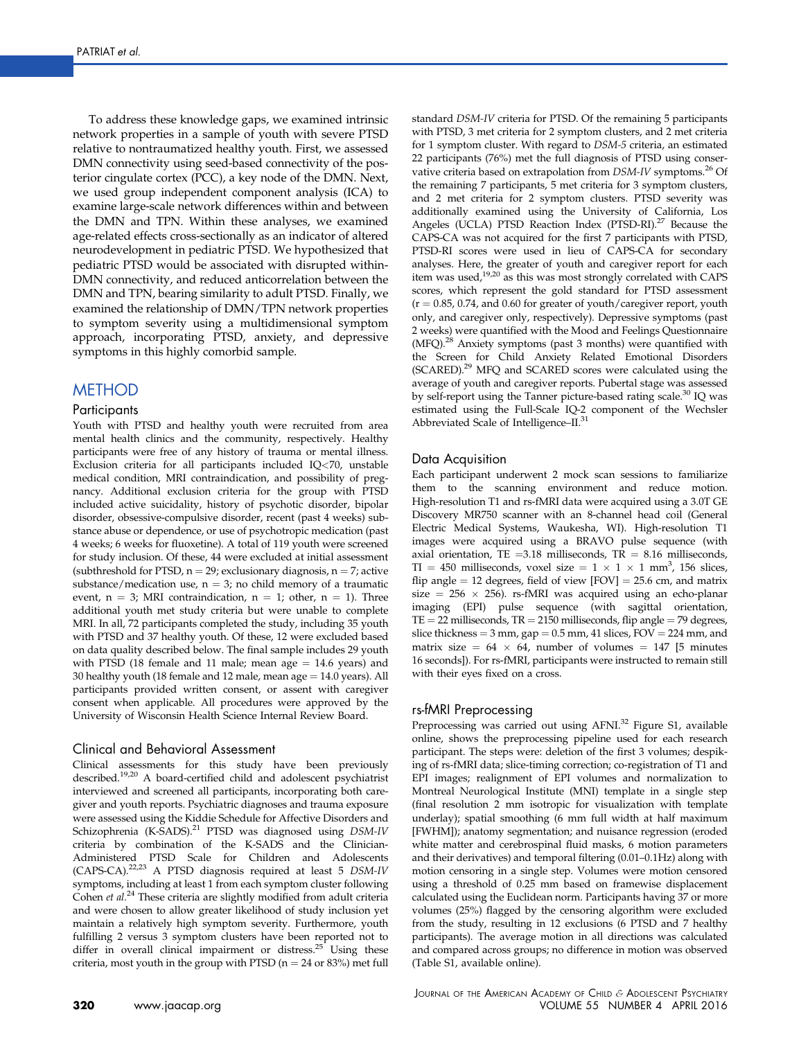To address these knowledge gaps, we examined intrinsic network properties in a sample of youth with severe PTSD relative to nontraumatized healthy youth. First, we assessed DMN connectivity using seed-based connectivity of the posterior cingulate cortex (PCC), a key node of the DMN. Next, we used group independent component analysis (ICA) to examine large-scale network differences within and between the DMN and TPN. Within these analyses, we examined age-related effects cross-sectionally as an indicator of altered neurodevelopment in pediatric PTSD. We hypothesized that pediatric PTSD would be associated with disrupted within-DMN connectivity, and reduced anticorrelation between the DMN and TPN, bearing similarity to adult PTSD. Finally, we examined the relationship of DMN/TPN network properties to symptom severity using a multidimensional symptom approach, incorporating PTSD, anxiety, and depressive symptoms in this highly comorbid sample.

# METHOD

## Participants

Youth with PTSD and healthy youth were recruited from area mental health clinics and the community, respectively. Healthy participants were free of any history of trauma or mental illness. Exclusion criteria for all participants included IQ<70, unstable medical condition, MRI contraindication, and possibility of pregnancy. Additional exclusion criteria for the group with PTSD included active suicidality, history of psychotic disorder, bipolar disorder, obsessive-compulsive disorder, recent (past 4 weeks) substance abuse or dependence, or use of psychotropic medication (past 4 weeks; 6 weeks for fluoxetine). A total of 119 youth were screened for study inclusion. Of these, 44 were excluded at initial assessment (subthreshold for PTSD, n = 29; exclusionary diagnosis, n = 7; active substance/medication use, n = 3; no child memory of a traumatic event, n = 3; MRI contraindication, n = 1; other, n = 1). Three additional youth met study criteria but were unable to complete MRI. In all, 72 participants completed the study, including 35 youth with PTSD and 37 healthy youth. Of these, 12 were excluded based on data quality described below. The final sample includes 29 youth with PTSD (18 female and 11 male; mean age = 14.6 years) and 30 healthy youth (18 female and 12 male, mean age = 14.0 years). All participants provided written consent, or assent with caregiver consent when applicable. All procedures were approved by the University of Wisconsin Health Science Internal Review Board.

## Clinical and Behavioral Assessment

Clinical assessments for this study have been previously described.[19,20] A board-certified child and adolescent psychiatrist interviewed and screened all participants, incorporating both caregiver and youth reports. Psychiatric diagnoses and trauma exposure were assessed using the Kiddie Schedule for Affective Disorders and Schizophrenia (K-SADS).[21] PTSD was diagnosed using *DSM-IV* criteria by combination of the K-SADS and the Clinician-Administered PTSD Scale for Children and Adolescents (CAPS-CA).[22,23] A PTSD diagnosis required at least 5 *DSM-IV* symptoms, including at least 1 from each symptom cluster following Cohen *et al.*[24] These criteria are slightly modified from adult criteria and were chosen to allow greater likelihood of study inclusion yet maintain a relatively high symptom severity. Furthermore, youth fulfilling 2 versus 3 symptom clusters have been reported not to differ in overall clinical impairment or distress.[25] Using these criteria, most youth in the group with PTSD (n = 24 or 83%) met full standard *DSM-IV* criteria for PTSD. Of the remaining 5 participants with PTSD, 3 met criteria for 2 symptom clusters, and 2 met criteria for 1 symptom cluster. With regard to *DSM-5* criteria, an estimated 22 participants (76%) met the full diagnosis of PTSD using conservative criteria based on extrapolation from *DSM-IV* symptoms.[26] Of the remaining 7 participants, 5 met criteria for 3 symptom clusters, and 2 met criteria for 2 symptom clusters. PTSD severity was additionally examined using the University of California, Los Angeles (UCLA) PTSD Reaction Index (PTSD-RI).[27] Because the CAPS-CA was not acquired for the first 7 participants with PTSD, PTSD-RI scores were used in lieu of CAPS-CA for secondary analyses. Here, the greater of youth and caregiver report for each item was used,[19,20] as this was most strongly correlated with CAPS scores, which represent the gold standard for PTSD assessment (r = 0.85, 0.74, and 0.60 for greater of youth/caregiver report, youth only, and caregiver only, respectively). Depressive symptoms (past 2 weeks) were quantified with the Mood and Feelings Questionnaire (MFQ).[28] Anxiety symptoms (past 3 months) were quantified with the Screen for Child Anxiety Related Emotional Disorders (SCARED).[29] MFQ and SCARED scores were calculated using the average of youth and caregiver reports. Pubertal stage was assessed by self-report using the Tanner picture-based rating scale.[30] IQ was estimated using the Full-Scale IQ-2 component of the Wechsler Abbreviated Scale of Intelligence–II.[31]

## Data Acquisition

Each participant underwent 2 mock scan sessions to familiarize them to the scanning environment and reduce motion. High-resolution T1 and rs-fMRI data were acquired using a 3.0T GE Discovery MR750 scanner with an 8-channel head coil (General Electric Medical Systems, Waukesha, WI). High-resolution T1 images were acquired using a BRAVO pulse sequence (with axial orientation, TE =3.18 milliseconds, TR = 8.16 milliseconds, TI = 450 milliseconds, voxel size = 1 × 1 × 1 mm$^3$, 156 slices, flip angle = 12 degrees, field of view [FOV] = 25.6 cm, and matrix size = 256 × 256). rs-fMRI was acquired using an echo-planar imaging (EPI) pulse sequence (with sagittal orientation, TE = 22 milliseconds, TR = 2150 milliseconds, flip angle = 79 degrees, slice thickness = 3 mm, gap = 0.5 mm, 41 slices, FOV = 224 mm, and matrix size = 64 × 64, number of volumes = 147 [5 minutes 16 seconds]). For rs-fMRI, participants were instructed to remain still with their eyes fixed on a cross.

## rs-fMRI Preprocessing

Preprocessing was carried out using AFNI.[32] Figure S1, available online, shows the preprocessing pipeline used for each research participant. The steps were: deletion of the first 3 volumes; despiking of rs-fMRI data; slice-timing correction; co-registration of T1 and EPI images; realignment of EPI volumes and normalization to Montreal Neurological Institute (MNI) template in a single step (final resolution 2 mm isotropic for visualization with template underlay); spatial smoothing (6 mm full width at half maximum [FWHM]); anatomy segmentation; and nuisance regression (eroded white matter and cerebrospinal fluid masks, 6 motion parameters and their derivatives) and temporal filtering (0.01–0.1Hz) along with motion censoring in a single step. Volumes were motion censored using a threshold of 0.25 mm based on framewise displacement calculated using the Euclidean norm. Participants having 37 or more volumes (25%) flagged by the censoring algorithm were excluded from the study, resulting in 12 exclusions (6 PTSD and 7 healthy participants). The average motion in all directions was calculated and compared across groups; no difference in motion was observed (Table S1, available online).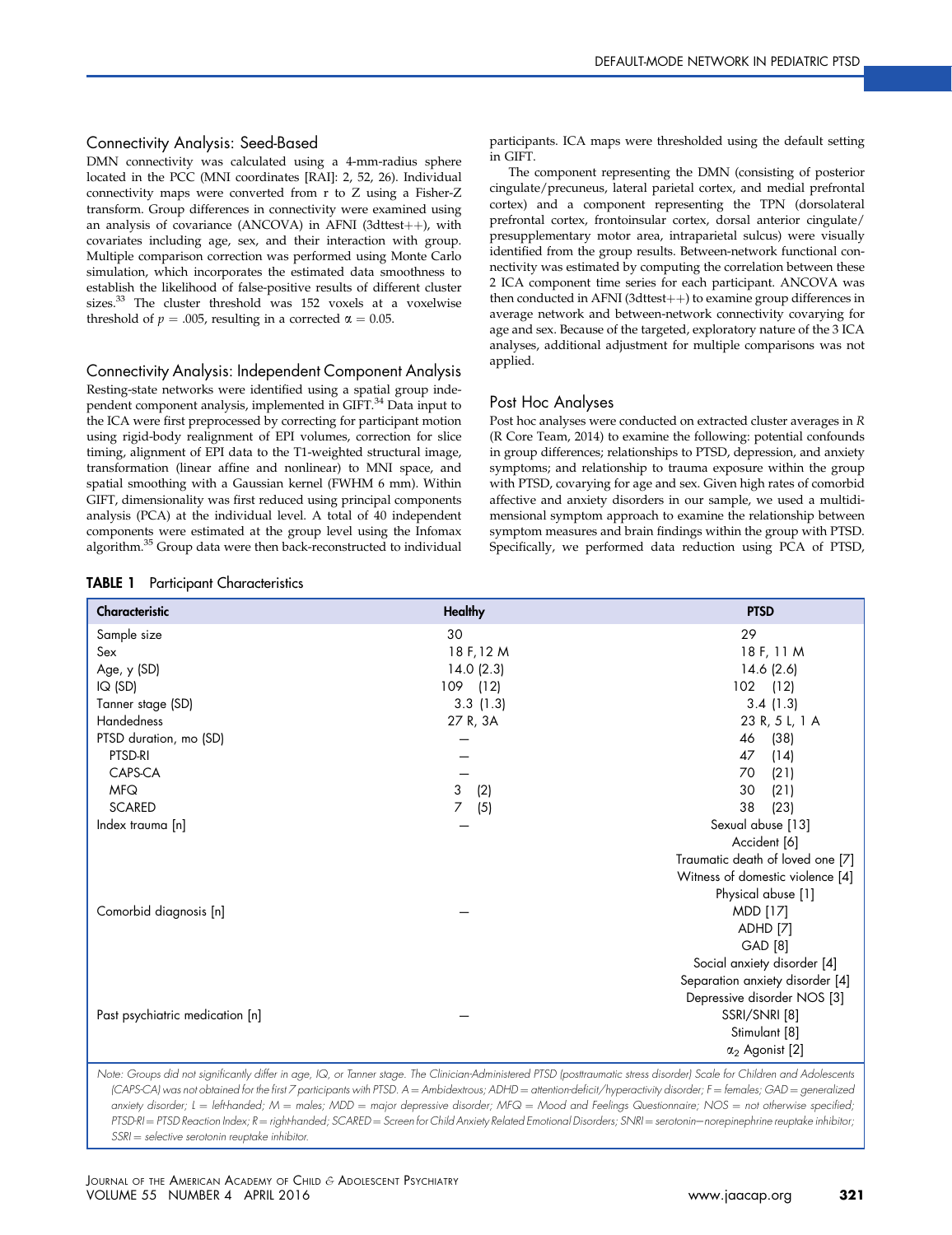### Connectivity Analysis: Seed-Based

DMN connectivity was calculated using a 4-mm-radius sphere located in the PCC (MNI coordinates [RAI]: 2, 52, 26). Individual connectivity maps were converted from r to Z using a Fisher-Z transform. Group differences in connectivity were examined using an analysis of covariance (ANCOVA) in AFNI (3dttest++), with covariates including age, sex, and their interaction with group. Multiple comparison correction was performed using Monte Carlo simulation, which incorporates the estimated data smoothness to establish the likelihood of false-positive results of different cluster sizes.[33] The cluster threshold was 152 voxels at a voxelwise threshold of $p = .005$, resulting in a corrected $\alpha = 0.05$.

### Connectivity Analysis: Independent Component Analysis

Resting-state networks were identified using a spatial group independent component analysis, implemented in GIFT.[34] Data input to the ICA were first preprocessed by correcting for participant motion using rigid-body realignment of EPI volumes, correction for slice timing, alignment of EPI data to the T1-weighted structural image, transformation (linear affine and nonlinear) to MNI space, and spatial smoothing with a Gaussian kernel (FWHM 6 mm). Within GIFT, dimensionality was first reduced using principal components analysis (PCA) at the individual level. A total of 40 independent components were estimated at the group level using the Infomax algorithm.[35] Group data were then back-reconstructed to individual participants. ICA maps were thresholded using the default setting in GIFT.

The component representing the DMN (consisting of posterior cingulate/precuneus, lateral parietal cortex, and medial prefrontal cortex) and a component representing the TPN (dorsolateral prefrontal cortex, frontoinsular cortex, dorsal anterior cingulate/presupplementary motor area, intraparietal sulcus) were visually identified from the group results. Between-network functional connectivity was estimated by computing the correlation between these 2 ICA component time series for each participant. ANCOVA was then conducted in AFNI (3dttest++) to examine group differences in average network and between-network connectivity covarying for age and sex. Because of the targeted, exploratory nature of the 3 ICA analyses, additional adjustment for multiple comparisons was not applied.

### Post Hoc Analyses

Post hoc analyses were conducted on extracted cluster averages in *R* (R Core Team, 2014) to examine the following: potential confounds in group differences; relationships to PTSD, depression, and anxiety symptoms; and relationship to trauma exposure within the group with PTSD, covarying for age and sex. Given high rates of comorbid affective and anxiety disorders in our sample, we used a multidimensional symptom approach to examine the relationship between symptom measures and brain findings within the group with PTSD. Specifically, we performed data reduction using PCA of PTSD,

**TABLE 1** Participant Characteristics

| Characteristic | Healthy | PTSD |
|---|---|---|
| Sample size | 30 | 29 |
| Sex | 18 F, 12 M | 18 F, 11 M |
| Age, y (SD) | 14.0 (2.3) | 14.6 (2.6) |
| IQ (SD) | 109 (12) | 102 (12) |
| Tanner stage (SD) | 3.3 (1.3) | 3.4 (1.3) |
| Handedness | 27 R, 3A | 23 R, 5 L, 1 A |
| PTSD duration, mo (SD) | — | 46 (38) |
| PTSD-RI | — | 47 (14) |
| CAPS-CA | — | 70 (21) |
| MFQ | 3 (2) | 30 (21) |
| SCARED | 7 (5) | 38 (23) |
| Index trauma [n] | — | Sexual abuse [13]<br>Accident [6]<br>Traumatic death of loved one [7]<br>Witness of domestic violence [4]<br>Physical abuse [1] |
| Comorbid diagnosis [n] | — | MDD [17]<br>ADHD [7]<br>GAD [8]<br>Social anxiety disorder [4]<br>Separation anxiety disorder [4]<br>Depressive disorder NOS [3] |
| Past psychiatric medication [n] | — | SSRI/SNRI [8]<br>Stimulant [8]<br>$\alpha_2$ Agonist [2] |

*Note: Groups did not significantly differ in age, IQ, or Tanner stage. The Clinician-Administered PTSD (posttraumatic stress disorder) Scale for Children and Adolescents (CAPS-CA) was not obtained for the first 7 participants with PTSD. A = Ambidextrous; ADHD = attention-deficit/hyperactivity disorder; F = females; GAD = generalized anxiety disorder; L = left-handed; M = males; MDD = major depressive disorder; MFQ = Mood and Feelings Questionnaire; NOS = not otherwise specified; PTSD-RI = PTSD Reaction Index; R = right-handed; SCARED = Screen for Child Anxiety Related Emotional Disorders; SNRI = serotonin–norepinephrine reuptake inhibitor; SSRI = selective serotonin reuptake inhibitor.*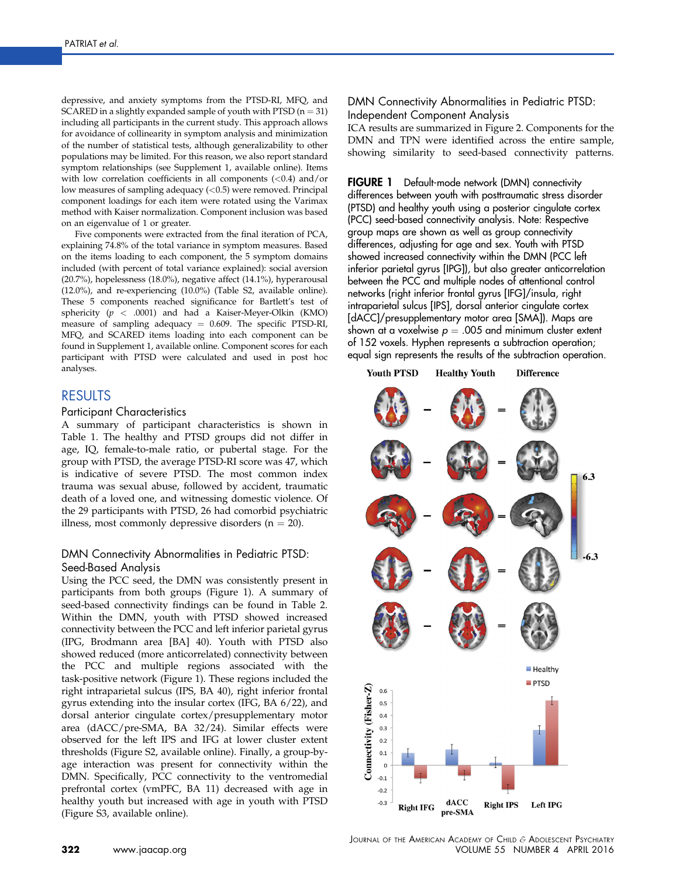depressive, and anxiety symptoms from the PTSD-RI, MFQ, and SCARED in a slightly expanded sample of youth with PTSD (n = 31) including all participants in the current study. This approach allows for avoidance of collinearity in symptom analysis and minimization of the number of statistical tests, although generalizability to other populations may be limited. For this reason, we also report standard symptom relationships (see Supplement 1, available online). Items with low correlation coefficients in all components (<0.4) and/or low measures of sampling adequacy (<0.5) were removed. Principal component loadings for each item were rotated using the Varimax method with Kaiser normalization. Component inclusion was based on an eigenvalue of 1 or greater.

Five components were extracted from the final iteration of PCA, explaining 74.8% of the total variance in symptom measures. Based on the items loading to each component, the 5 symptom domains included (with percent of total variance explained): social aversion (20.7%), hopelessness (18.0%), negative affect (14.1%), hyperarousal (12.0%), and re-experiencing (10.0%) (Table S2, available online). These 5 components reached significance for Bartlett's test of sphericity ($p < .0001$) and had a Kaiser-Meyer-Olkin (KMO) measure of sampling adequacy = 0.609. The specific PTSD-RI, MFQ, and SCARED items loading into each component can be found in Supplement 1, available online. Component scores for each participant with PTSD were calculated and used in post hoc analyses.

## RESULTS

### Participant Characteristics

A summary of participant characteristics is shown in Table 1. The healthy and PTSD groups did not differ in age, IQ, female-to-male ratio, or pubertal stage. For the group with PTSD, the average PTSD-RI score was 47, which is indicative of severe PTSD. The most common index trauma was sexual abuse, followed by accident, traumatic death of a loved one, and witnessing domestic violence. Of the 29 participants with PTSD, 26 had comorbid psychiatric illness, most commonly depressive disorders (n = 20).

### DMN Connectivity Abnormalities in Pediatric PTSD: Seed-Based Analysis

Using the PCC seed, the DMN was consistently present in participants from both groups (Figure 1). A summary of seed-based connectivity findings can be found in Table 2. Within the DMN, youth with PTSD showed increased connectivity between the PCC and left inferior parietal gyrus (IPG, Brodmann area [BA] 40). Youth with PTSD also showed reduced (more anticorrelated) connectivity between the PCC and multiple regions associated with the task-positive network (Figure 1). These regions included the right intraparietal sulcus (IPS, BA 40), right inferior frontal gyrus extending into the insular cortex (IFG, BA 6/22), and dorsal anterior cingulate cortex/presupplementary motor area (dACC/pre-SMA, BA 32/24). Similar effects were observed for the left IPS and IFG at lower cluster extent thresholds (Figure S2, available online). Finally, a group-by-age interaction was present for connectivity within the DMN. Specifically, PCC connectivity to the ventromedial prefrontal cortex (vmPFC, BA 11) decreased with age in healthy youth but increased with age in youth with PTSD (Figure S3, available online).

### DMN Connectivity Abnormalities in Pediatric PTSD: Independent Component Analysis

ICA results are summarized in Figure 2. Components for the DMN and TPN were identified across the entire sample, showing similarity to seed-based connectivity patterns.

**FIGURE 1** Default-mode network (DMN) connectivity differences between youth with posttraumatic stress disorder (PTSD) and healthy youth using a posterior cingulate cortex (PCC) seed-based connectivity analysis. Note: Respective group maps are shown as well as group connectivity differences, adjusting for age and sex. Youth with PTSD showed increased connectivity within the DMN (PCC left inferior parietal gyrus [IPG]), but also greater anticorrelation between the PCC and multiple nodes of attentional control networks (right inferior frontal gyrus [IFG]/insula, right intraparietal sulcus [IPS], dorsal anterior cingulate cortex [dACC]/presupplementary motor area [SMA]). Maps are shown at a voxelwise $p = .005$ and minimum cluster extent of 152 voxels. Hyphen represents a subtraction operation; equal sign represents the results of the subtraction operation.

Youth PTSD
Healthy Youth
Difference
6.3
-6.3
Healthy
PTSD
Connectivity (Fisher-Z)
0.6
0.5
0.4
0.3
0.2
0.1
0
-0.1
-0.2
-0.3
Right IFG
dACC pre-SMA
Right IPS
Left IPG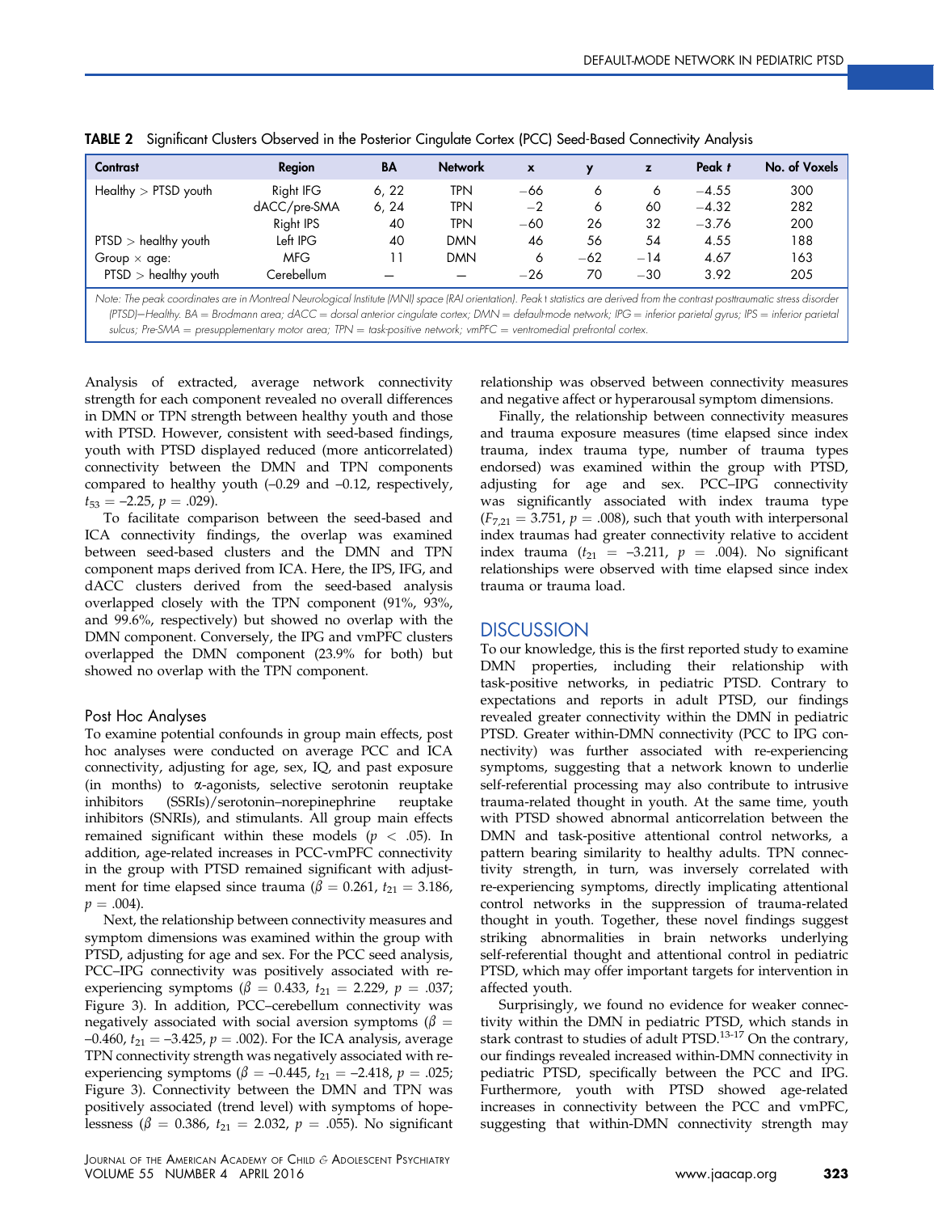**TABLE 2** Significant Clusters Observed in the Posterior Cingulate Cortex (PCC) Seed-Based Connectivity Analysis

| Contrast | Region | BA | Network | x | y | z | Peak *t* | No. of Voxels |
|---|---|---|---|---|---|---|---|---|
| Healthy > PTSD youth | Right IFG | 6, 22 | TPN | −66 | 6 | 6 | −4.55 | 300 |
| | dACC/pre-SMA | 6, 24 | TPN | −2 | 6 | 60 | −4.32 | 282 |
| | Right IPS | 40 | TPN | −60 | 26 | 32 | −3.76 | 200 |
| PTSD > healthy youth | Left IPG | 40 | DMN | 46 | 56 | 54 | 4.55 | 188 |
| Group × age: | MFG | 11 | DMN | 6 | −62 | −14 | 4.67 | 163 |
| PTSD > healthy youth | Cerebellum | — | — | −26 | 70 | −30 | 3.92 | 205 |

*Note: The peak coordinates are in Montreal Neurological Institute (MNI) space (RAI orientation). Peak t statistics are derived from the contrast posttraumatic stress disorder (PTSD)—Healthy. BA = Brodmann area; dACC = dorsal anterior cingulate cortex; DMN = default-mode network; IPG = inferior parietal gyrus; IPS = inferior parietal sulcus; Pre-SMA = presupplementary motor area; TPN = task-positive network; vmPFC = ventromedial prefrontal cortex.*

Analysis of extracted, average network connectivity strength for each component revealed no overall differences in DMN or TPN strength between healthy youth and those with PTSD. However, consistent with seed-based findings, youth with PTSD displayed reduced (more anticorrelated) connectivity between the DMN and TPN components compared to healthy youth (–0.29 and –0.12, respectively, $t_{53} = -2.25$, $p = .029$).

To facilitate comparison between the seed-based and ICA connectivity findings, the overlap was examined between seed-based clusters and the DMN and TPN component maps derived from ICA. Here, the IPS, IFG, and dACC clusters derived from the seed-based analysis overlapped closely with the TPN component (91%, 93%, and 99.6%, respectively) but showed no overlap with the DMN component. Conversely, the IPG and vmPFC clusters overlapped the DMN component (23.9% for both) but showed no overlap with the TPN component.

## Post Hoc Analyses

To examine potential confounds in group main effects, post hoc analyses were conducted on average PCC and ICA connectivity, adjusting for age, sex, IQ, and past exposure (in months) to α-agonists, selective serotonin reuptake inhibitors (SSRIs)/serotonin–norepinephrine reuptake inhibitors (SNRIs), and stimulants. All group main effects remained significant within these models ($p < .05$). In addition, age-related increases in PCC-vmPFC connectivity in the group with PTSD remained significant with adjustment for time elapsed since trauma ($\beta = 0.261$, $t_{21} = 3.186$, $p = .004$).

Next, the relationship between connectivity measures and symptom dimensions was examined within the group with PTSD, adjusting for age and sex. For the PCC seed analysis, PCC–IPG connectivity was positively associated with re-experiencing symptoms ($\beta = 0.433$, $t_{21} = 2.229$, $p = .037$; Figure 3). In addition, PCC–cerebellum connectivity was negatively associated with social aversion symptoms ($\beta = -0.460$, $t_{21} = -3.425$, $p = .002$). For the ICA analysis, average TPN connectivity strength was negatively associated with re-experiencing symptoms ($\beta = -0.445$, $t_{21} = -2.418$, $p = .025$; Figure 3). Connectivity between the DMN and TPN was positively associated (trend level) with symptoms of hopelessness ($\beta = 0.386$, $t_{21} = 2.032$, $p = .055$). No significant relationship was observed between connectivity measures and negative affect or hyperarousal symptom dimensions.

Finally, the relationship between connectivity measures and trauma exposure measures (time elapsed since index trauma, index trauma type, number of trauma types endorsed) was examined within the group with PTSD, adjusting for age and sex. PCC–IPG connectivity was significantly associated with index trauma type ($F_{7,21} = 3.751$, $p = .008$), such that youth with interpersonal index traumas had greater connectivity relative to accident index trauma ($t_{21} = -3.211$, $p = .004$). No significant relationships were observed with time elapsed since index trauma or trauma load.

# DISCUSSION

To our knowledge, this is the first reported study to examine DMN properties, including their relationship with task-positive networks, in pediatric PTSD. Contrary to expectations and reports in adult PTSD, our findings revealed greater connectivity within the DMN in pediatric PTSD. Greater within-DMN connectivity (PCC to IPG connectivity) was further associated with re-experiencing symptoms, suggesting that a network known to underlie self-referential processing may also contribute to intrusive trauma-related thought in youth. At the same time, youth with PTSD showed abnormal anticorrelation between the DMN and task-positive attentional control networks, a pattern bearing similarity to healthy adults. TPN connectivity strength, in turn, was inversely correlated with re-experiencing symptoms, directly implicating attentional control networks in the suppression of trauma-related thought in youth. Together, these novel findings suggest striking abnormalities in brain networks underlying self-referential thought and attentional control in pediatric PTSD, which may offer important targets for intervention in affected youth.

Surprisingly, we found no evidence for weaker connectivity within the DMN in pediatric PTSD, which stands in stark contrast to studies of adult PTSD.[13-17] On the contrary, our findings revealed increased within-DMN connectivity in pediatric PTSD, specifically between the PCC and IPG. Furthermore, youth with PTSD showed age-related increases in connectivity between the PCC and vmPFC, suggesting that within-DMN connectivity strength may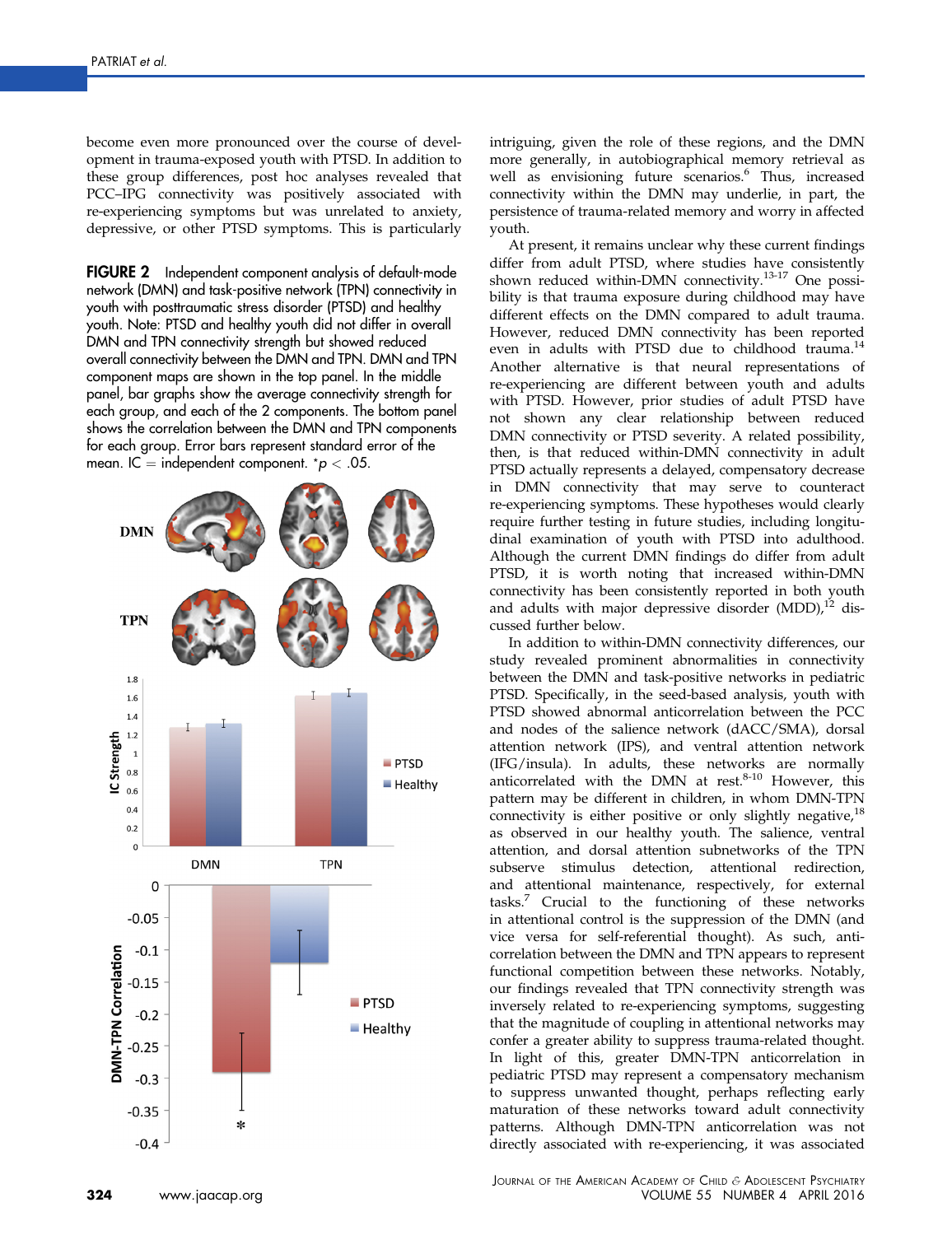become even more pronounced over the course of development in trauma-exposed youth with PTSD. In addition to these group differences, post hoc analyses revealed that PCC–IPG connectivity was positively associated with re-experiencing symptoms but was unrelated to anxiety, depressive, or other PTSD symptoms. This is particularly intriguing, given the role of these regions, and the DMN more generally, in autobiographical memory retrieval as well as envisioning future scenarios.[6] Thus, increased connectivity within the DMN may underlie, in part, the persistence of trauma-related memory and worry in affected youth.

**FIGURE 2** Independent component analysis of default-mode network (DMN) and task-positive network (TPN) connectivity in youth with posttraumatic stress disorder (PTSD) and healthy youth. Note: PTSD and healthy youth did not differ in overall DMN and TPN connectivity strength but showed reduced overall connectivity between the DMN and TPN. DMN and TPN component maps are shown in the top panel. In the middle panel, bar graphs show the average connectivity strength for each group, and each of the 2 components. The bottom panel shows the correlation between the DMN and TPN components for each group. Error bars represent standard error of the mean. IC = independent component. \*$p < .05$.

DMN
TPN

IC Strength
1.8
1.6
1.4
1.2
1
0.8
0.6
0.4
0.2
0
DMN
TPN
PTSD
Healthy

DMN-TPN Correlation
0
-0.05
-0.1
-0.15
-0.2
-0.25
-0.3
-0.35
-0.4
\*
PTSD
Healthy

At present, it remains unclear why these current findings differ from adult PTSD, where studies have consistently shown reduced within-DMN connectivity.[13-17] One possibility is that trauma exposure during childhood may have different effects on the DMN compared to adult trauma. However, reduced DMN connectivity has been reported even in adults with PTSD due to childhood trauma.[14] Another alternative is that neural representations of re-experiencing are different between youth and adults with PTSD. However, prior studies of adult PTSD have not shown any clear relationship between reduced DMN connectivity or PTSD severity. A related possibility, then, is that reduced within-DMN connectivity in adult PTSD actually represents a delayed, compensatory decrease in DMN connectivity that may serve to counteract re-experiencing symptoms. These hypotheses would clearly require further testing in future studies, including longitudinal examination of youth with PTSD into adulthood. Although the current DMN findings do differ from adult PTSD, it is worth noting that increased within-DMN connectivity has been consistently reported in both youth and adults with major depressive disorder (MDD),[12] discussed further below.

In addition to within-DMN connectivity differences, our study revealed prominent abnormalities in connectivity between the DMN and task-positive networks in pediatric PTSD. Specifically, in the seed-based analysis, youth with PTSD showed abnormal anticorrelation between the PCC and nodes of the salience network (dACC/SMA), dorsal attention network (IPS), and ventral attention network (IFG/insula). In adults, these networks are normally anticorrelated with the DMN at rest.[8-10] However, this pattern may be different in children, in whom DMN-TPN connectivity is either positive or only slightly negative,[18] as observed in our healthy youth. The salience, ventral attention, and dorsal attention subnetworks of the TPN subserve stimulus detection, attentional redirection, and attentional maintenance, respectively, for external tasks.[7] Crucial to the functioning of these networks in attentional control is the suppression of the DMN (and vice versa for self-referential thought). As such, anticorrelation between the DMN and TPN appears to represent functional competition between these networks. Notably, our findings revealed that TPN connectivity strength was inversely related to re-experiencing symptoms, suggesting that the magnitude of coupling in attentional networks may confer a greater ability to suppress trauma-related thought. In light of this, greater DMN-TPN anticorrelation in pediatric PTSD may represent a compensatory mechanism to suppress unwanted thought, perhaps reflecting early maturation of these networks toward adult connectivity patterns. Although DMN-TPN anticorrelation was not directly associated with re-experiencing, it was associated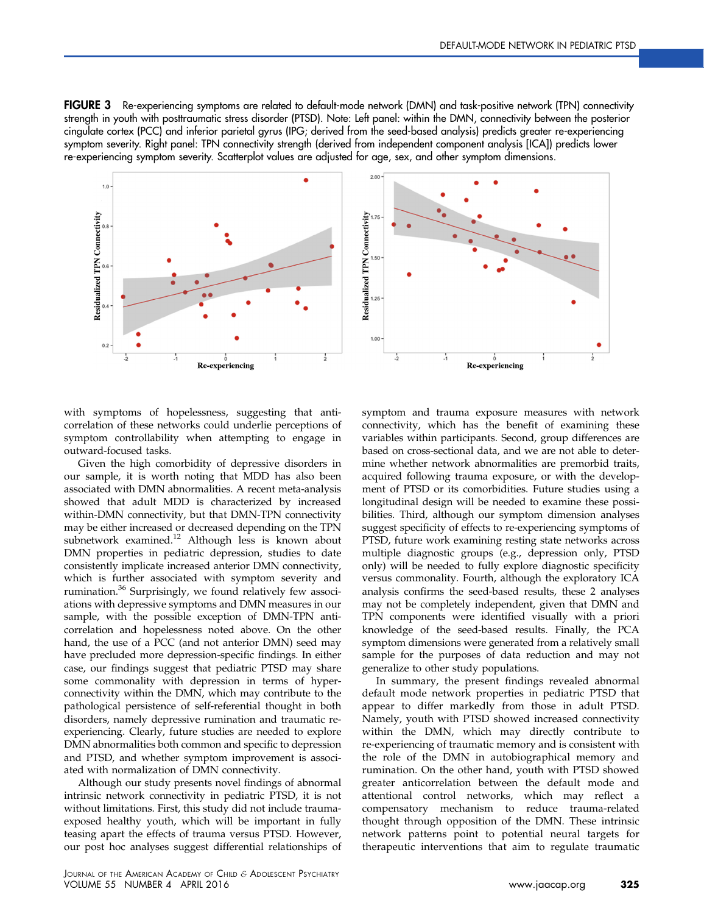**FIGURE 3** Re-experiencing symptoms are related to default-mode network (DMN) and task-positive network (TPN) connectivity strength in youth with posttraumatic stress disorder (PTSD). Note: Left panel: within the DMN, connectivity between the posterior cingulate cortex (PCC) and inferior parietal gyrus (IPG; derived from the seed-based analysis) predicts greater re-experiencing symptom severity. Right panel: TPN connectivity strength (derived from independent component analysis [ICA]) predicts lower re-experiencing symptom severity. Scatterplot values are adjusted for age, sex, and other symptom dimensions.

Residualized TPN Connectivity
1.0
0.8
0.6
0.4
0.2
-2
-1
0
1
2
Re-experiencing

Residualized TPN Connectivity
2.00
1.75
1.50
1.25
1.00
-2
-1
0
1
2
Re-experiencing

with symptoms of hopelessness, suggesting that anticorrelation of these networks could underlie perceptions of symptom controllability when attempting to engage in outward-focused tasks.

Given the high comorbidity of depressive disorders in our sample, it is worth noting that MDD has also been associated with DMN abnormalities. A recent meta-analysis showed that adult MDD is characterized by increased within-DMN connectivity, but that DMN-TPN connectivity may be either increased or decreased depending on the TPN subnetwork examined.[12] Although less is known about DMN properties in pediatric depression, studies to date consistently implicate increased anterior DMN connectivity, which is further associated with symptom severity and rumination.[36] Surprisingly, we found relatively few associations with depressive symptoms and DMN measures in our sample, with the possible exception of DMN-TPN anticorrelation and hopelessness noted above. On the other hand, the use of a PCC (and not anterior DMN) seed may have precluded more depression-specific findings. In either case, our findings suggest that pediatric PTSD may share some commonality with depression in terms of hyperconnectivity within the DMN, which may contribute to the pathological persistence of self-referential thought in both disorders, namely depressive rumination and traumatic re-experiencing. Clearly, future studies are needed to explore DMN abnormalities both common and specific to depression and PTSD, and whether symptom improvement is associated with normalization of DMN connectivity.

Although our study presents novel findings of abnormal intrinsic network connectivity in pediatric PTSD, it is not without limitations. First, this study did not include trauma-exposed healthy youth, which will be important in fully teasing apart the effects of trauma versus PTSD. However, our post hoc analyses suggest differential relationships of symptom and trauma exposure measures with network connectivity, which has the benefit of examining these variables within participants. Second, group differences are based on cross-sectional data, and we are not able to determine whether network abnormalities are premorbid traits, acquired following trauma exposure, or with the development of PTSD or its comorbidities. Future studies using a longitudinal design will be needed to examine these possibilities. Third, although our symptom dimension analyses suggest specificity of effects to re-experiencing symptoms of PTSD, future work examining resting state networks across multiple diagnostic groups (e.g., depression only, PTSD only) will be needed to fully explore diagnostic specificity versus commonality. Fourth, although the exploratory ICA analysis confirms the seed-based results, these 2 analyses may not be completely independent, given that DMN and TPN components were identified visually with a priori knowledge of the seed-based results. Finally, the PCA symptom dimensions were generated from a relatively small sample for the purposes of data reduction and may not generalize to other study populations.

In summary, the present findings revealed abnormal default mode network properties in pediatric PTSD that appear to differ markedly from those in adult PTSD. Namely, youth with PTSD showed increased connectivity within the DMN, which may directly contribute to re-experiencing of traumatic memory and is consistent with the role of the DMN in autobiographical memory and rumination. On the other hand, youth with PTSD showed greater anticorrelation between the default mode and attentional control networks, which may reflect a compensatory mechanism to reduce trauma-related thought through opposition of the DMN. These intrinsic network patterns point to potential neural targets for therapeutic interventions that aim to regulate traumatic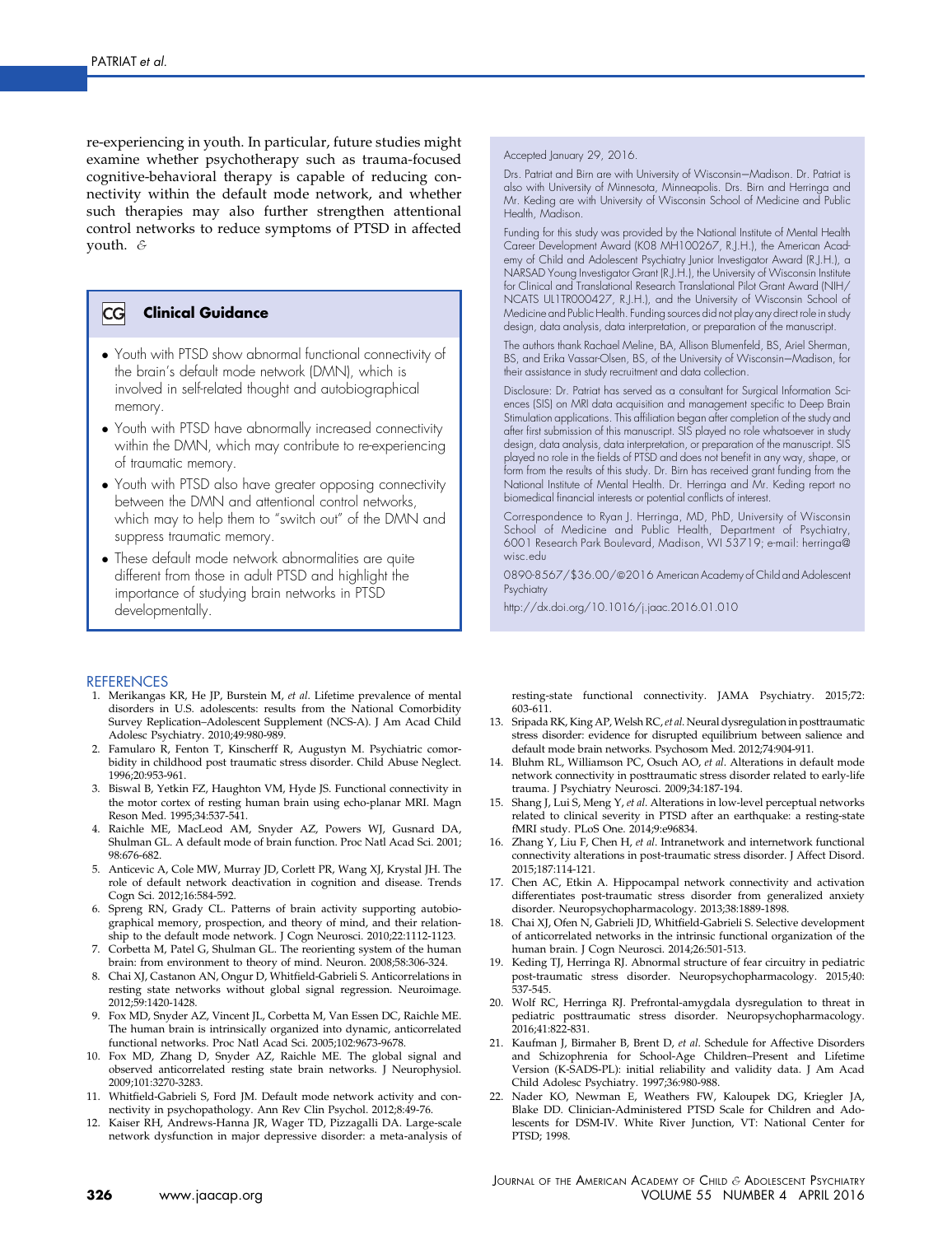re-experiencing in youth. In particular, future studies might examine whether psychotherapy such as trauma-focused cognitive-behavioral therapy is capable of reducing connectivity within the default mode network, and whether such therapies may also further strengthen attentional control networks to reduce symptoms of PTSD in affected youth. &

## CG Clinical Guidance

- Youth with PTSD show abnormal functional connectivity of the brain's default mode network (DMN), which is involved in self-related thought and autobiographical memory.
- Youth with PTSD have abnormally increased connectivity within the DMN, which may contribute to re-experiencing of traumatic memory.
- Youth with PTSD also have greater opposing connectivity between the DMN and attentional control networks, which may to help them to "switch out" of the DMN and suppress traumatic memory.
- These default mode network abnormalities are quite different from those in adult PTSD and highlight the importance of studying brain networks in PTSD developmentally.

Accepted January 29, 2016.

Drs. Patriat and Birn are with University of Wisconsin–Madison. Dr. Patriat is also with University of Minnesota, Minneapolis. Drs. Birn and Herringa and Mr. Keding are with University of Wisconsin School of Medicine and Public Health, Madison.

Funding for this study was provided by the National Institute of Mental Health Career Development Award (K08 MH100267, R.J.H.), the American Academy of Child and Adolescent Psychiatry Junior Investigator Award (R.J.H.), a NARSAD Young Investigator Grant (R.J.H.), the University of Wisconsin Institute for Clinical and Translational Research Translational Pilot Grant Award (NIH/NCATS UL1TR000427, R.J.H.), and the University of Wisconsin School of Medicine and Public Health. Funding sources did not play any direct role in study design, data analysis, data interpretation, or preparation of the manuscript.

The authors thank Rachael Meline, BA, Allison Blumenfeld, BS, Ariel Sherman, BS, and Erika Vassar-Olsen, BS, of the University of Wisconsin–Madison, for their assistance in study recruitment and data collection.

Disclosure: Dr. Patriat has served as a consultant for Surgical Information Sciences (SIS) on MRI data acquisition and management specific to Deep Brain Stimulation applications. This affiliation began after completion of the study and after first submission of this manuscript. SIS played no role whatsoever in study design, data analysis, data interpretation, or preparation of the manuscript. SIS played no role in the fields of PTSD and does not benefit in any way, shape, or form from the results of this study. Dr. Birn has received grant funding from the National Institute of Mental Health. Dr. Herringa and Mr. Keding report no biomedical financial interests or potential conflicts of interest.

Correspondence to Ryan J. Herringa, MD, PhD, University of Wisconsin School of Medicine and Public Health, Department of Psychiatry, 6001 Research Park Boulevard, Madison, WI 53719; e-mail: herringa@wisc.edu

0890-8567/$36.00/©2016 American Academy of Child and Adolescent Psychiatry

http://dx.doi.org/10.1016/j.jaac.2016.01.010

## REFERENCES

1. Merikangas KR, He JP, Burstein M, *et al*. Lifetime prevalence of mental disorders in U.S. adolescents: results from the National Comorbidity Survey Replication–Adolescent Supplement (NCS-A). J Am Acad Child Adolesc Psychiatry. 2010;49:980-989.
2. Famularo R, Fenton T, Kinscherff R, Augustyn M. Psychiatric comorbidity in childhood post traumatic stress disorder. Child Abuse Neglect. 1996;20:953-961.
3. Biswal B, Yetkin FZ, Haughton VM, Hyde JS. Functional connectivity in the motor cortex of resting human brain using echo-planar MRI. Magn Reson Med. 1995;34:537-541.
4. Raichle ME, MacLeod AM, Snyder AZ, Powers WJ, Gusnard DA, Shulman GL. A default mode of brain function. Proc Natl Acad Sci. 2001;98:676-682.
5. Anticevic A, Cole MW, Murray JD, Corlett PR, Wang XJ, Krystal JH. The role of default network deactivation in cognition and disease. Trends Cogn Sci. 2012;16:584-592.
6. Spreng RN, Grady CL. Patterns of brain activity supporting autobiographical memory, prospection, and theory of mind, and their relationship to the default mode network. J Cogn Neurosci. 2010;22:1112-1123.
7. Corbetta M, Patel G, Shulman GL. The reorienting system of the human brain: from environment to theory of mind. Neuron. 2008;58:306-324.
8. Chai XJ, Castanon AN, Ongur D, Whitfield-Gabrieli S. Anticorrelations in resting state networks without global signal regression. Neuroimage. 2012;59:1420-1428.
9. Fox MD, Snyder AZ, Vincent JL, Corbetta M, Van Essen DC, Raichle ME. The human brain is intrinsically organized into dynamic, anticorrelated functional networks. Proc Natl Acad Sci. 2005;102:9673-9678.
10. Fox MD, Zhang D, Snyder AZ, Raichle ME. The global signal and observed anticorrelated resting state brain networks. J Neurophysiol. 2009;101:3270-3283.
11. Whitfield-Gabrieli S, Ford JM. Default mode network activity and connectivity in psychopathology. Ann Rev Clin Psychol. 2012;8:49-76.
12. Kaiser RH, Andrews-Hanna JR, Wager TD, Pizzagalli DA. Large-scale network dysfunction in major depressive disorder: a meta-analysis of resting-state functional connectivity. JAMA Psychiatry. 2015;72:603-611.
13. Sripada RK, King AP, Welsh RC, *et al*. Neural dysregulation in posttraumatic stress disorder: evidence for disrupted equilibrium between salience and default mode brain networks. Psychosom Med. 2012;74:904-911.
14. Bluhm RL, Williamson PC, Osuch AO, *et al*. Alterations in default mode network connectivity in posttraumatic stress disorder related to early-life trauma. J Psychiatry Neurosci. 2009;34:187-194.
15. Shang J, Lui S, Meng Y, *et al*. Alterations in low-level perceptual networks related to clinical severity in PTSD after an earthquake: a resting-state fMRI study. PLoS One. 2014;9:e96834.
16. Zhang Y, Liu F, Chen H, *et al*. Intranetwork and internetwork functional connectivity alterations in post-traumatic stress disorder. J Affect Disord. 2015;187:114-121.
17. Chen AC, Etkin A. Hippocampal network connectivity and activation differentiates post-traumatic stress disorder from generalized anxiety disorder. Neuropsychopharmacology. 2013;38:1889-1898.
18. Chai XJ, Ofen N, Gabrieli JD, Whitfield-Gabrieli S. Selective development of anticorrelated networks in the intrinsic functional organization of the human brain. J Cogn Neurosci. 2014;26:501-513.
19. Keding TJ, Herringa RJ. Abnormal structure of fear circuitry in pediatric post-traumatic stress disorder. Neuropsychopharmacology. 2015;40:537-545.
20. Wolf RC, Herringa RJ. Prefrontal-amygdala dysregulation to threat in pediatric posttraumatic stress disorder. Neuropsychopharmacology. 2016;41:822-831.
21. Kaufman J, Birmaher B, Brent D, *et al*. Schedule for Affective Disorders and Schizophrenia for School-Age Children–Present and Lifetime Version (K-SADS-PL): initial reliability and validity data. J Am Acad Child Adolesc Psychiatry. 1997;36:980-988.
22. Nader KO, Newman E, Weathers FW, Kaloupek DG, Kriegler JA, Blake DD. Clinician-Administered PTSD Scale for Children and Adolescents for DSM-IV. White River Junction, VT: National Center for PTSD; 1998.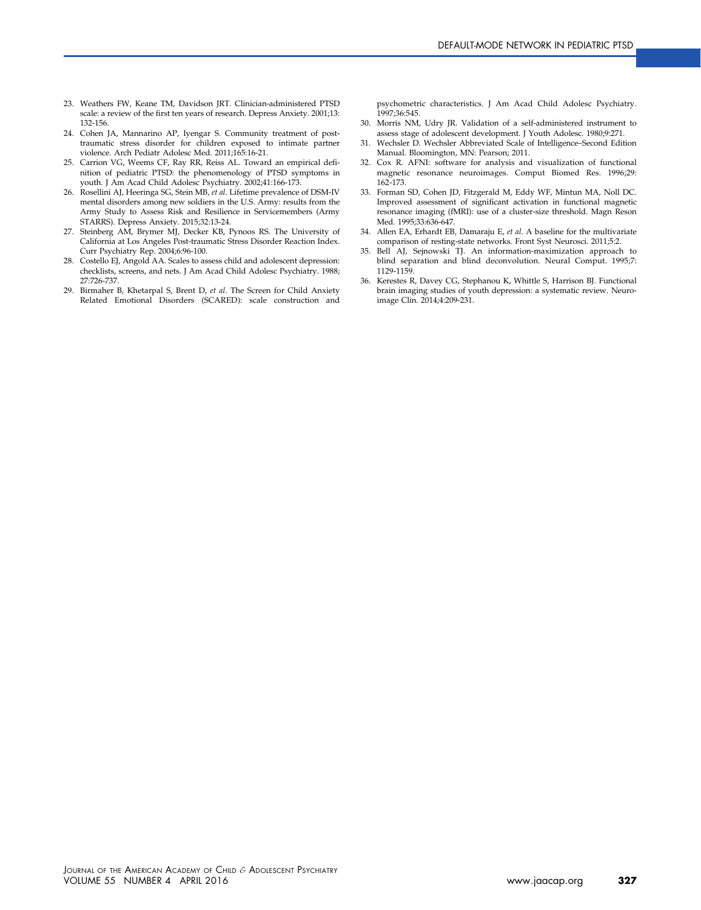23. Weathers FW, Keane TM, Davidson JRT. Clinician-administered PTSD scale: a review of the first ten years of research. Depress Anxiety. 2001;13: 132-156.
24. Cohen JA, Mannarino AP, Iyengar S. Community treatment of post-traumatic stress disorder for children exposed to intimate partner violence. Arch Pediatr Adolesc Med. 2011;165:16-21.
25. Carrion VG, Weems CF, Ray RR, Reiss AL. Toward an empirical definition of pediatric PTSD: the phenomenology of PTSD symptoms in youth. J Am Acad Child Adolesc Psychiatry. 2002;41:166-173.
26. Rosellini AJ, Heeringa SG, Stein MB, *et al*. Lifetime prevalence of DSM-IV mental disorders among new soldiers in the U.S. Army: results from the Army Study to Assess Risk and Resilience in Servicemembers (Army STARRS). Depress Anxiety. 2015;32:13-24.
27. Steinberg AM, Brymer MJ, Decker KB, Pynoos RS. The University of California at Los Angeles Post-traumatic Stress Disorder Reaction Index. Curr Psychiatry Rep. 2004;6:96-100.
28. Costello EJ, Angold AA. Scales to assess child and adolescent depression: checklists, screens, and nets. J Am Acad Child Adolesc Psychiatry. 1988; 27:726-737.
29. Birmaher B, Khetarpal S, Brent D, *et al*. The Screen for Child Anxiety Related Emotional Disorders (SCARED): scale construction and psychometric characteristics. J Am Acad Child Adolesc Psychiatry. 1997;36:545.
30. Morris NM, Udry JR. Validation of a self-administered instrument to assess stage of adolescent development. J Youth Adolesc. 1980;9:271.
31. Wechsler D. Wechsler Abbreviated Scale of Intelligence–Second Edition Manual. Bloomington, MN: Pearson; 2011.
32. Cox R. AFNI: software for analysis and visualization of functional magnetic resonance neuroimages. Comput Biomed Res. 1996;29: 162-173.
33. Forman SD, Cohen JD, Fitzgerald M, Eddy WF, Mintun MA, Noll DC. Improved assessment of significant activation in functional magnetic resonance imaging (fMRI): use of a cluster-size threshold. Magn Reson Med. 1995;33:636-647.
34. Allen EA, Erhardt EB, Damaraju E, *et al.* A baseline for the multivariate comparison of resting-state networks. Front Syst Neurosci. 2011;5:2.
35. Bell AJ, Sejnowski TJ. An information-maximization approach to blind separation and blind deconvolution. Neural Comput. 1995;7: 1129-1159.
36. Kerestes R, Davey CG, Stephanou K, Whittle S, Harrison BJ. Functional brain imaging studies of youth depression: a systematic review. Neuroimage Clin. 2014;4:209-231.